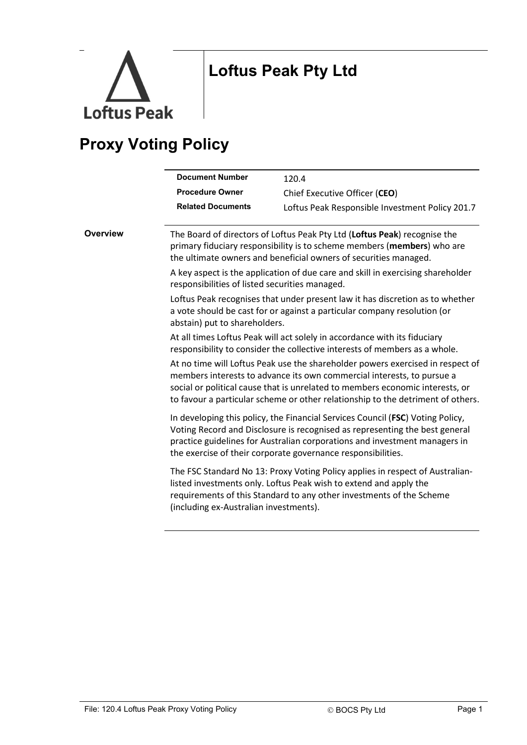# Loftus Peak Pty Ltd

## Proxy Voting Policy

| | |
|---|---|
| **Document Number** | 120.4 |
| **Procedure Owner** | Chief Executive Officer (**CEO**) |
| **Related Documents** | Loftus Peak Responsible Investment Policy 201.7 |

**Overview**

The Board of directors of Loftus Peak Pty Ltd (**Loftus Peak**) recognise the primary fiduciary responsibility is to scheme members (**members**) who are the ultimate owners and beneficial owners of securities managed.

A key aspect is the application of due care and skill in exercising shareholder responsibilities of listed securities managed.

Loftus Peak recognises that under present law it has discretion as to whether a vote should be cast for or against a particular company resolution (or abstain) put to shareholders.

At all times Loftus Peak will act solely in accordance with its fiduciary responsibility to consider the collective interests of members as a whole.

At no time will Loftus Peak use the shareholder powers exercised in respect of members interests to advance its own commercial interests, to pursue a social or political cause that is unrelated to members economic interests, or to favour a particular scheme or other relationship to the detriment of others.

In developing this policy, the Financial Services Council (**FSC**) Voting Policy, Voting Record and Disclosure is recognised as representing the best general practice guidelines for Australian corporations and investment managers in the exercise of their corporate governance responsibilities.

The FSC Standard No 13: Proxy Voting Policy applies in respect of Australian-listed investments only. Loftus Peak wish to extend and apply the requirements of this Standard to any other investments of the Scheme (including ex-Australian investments).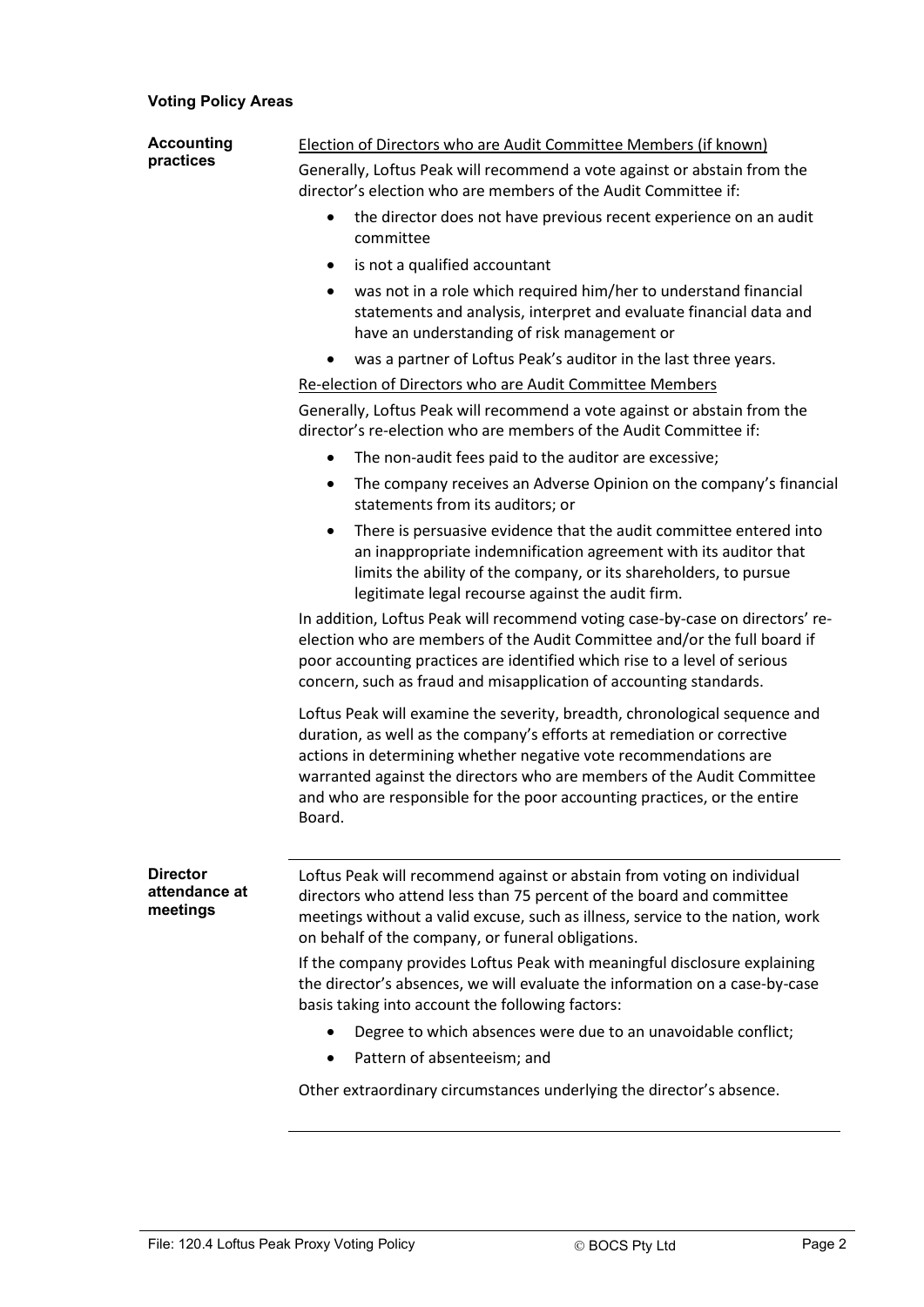**Voting Policy Areas**

### Accounting practices

<u>Election of Directors who are Audit Committee Members (if known)</u>

Generally, Loftus Peak will recommend a vote against or abstain from the director's election who are members of the Audit Committee if:

- the director does not have previous recent experience on an audit committee
- is not a qualified accountant
- was not in a role which required him/her to understand financial statements and analysis, interpret and evaluate financial data and have an understanding of risk management or
- was a partner of Loftus Peak's auditor in the last three years.

<u>Re-election of Directors who are Audit Committee Members</u>

Generally, Loftus Peak will recommend a vote against or abstain from the director's re-election who are members of the Audit Committee if:

- The non-audit fees paid to the auditor are excessive;
- The company receives an Adverse Opinion on the company's financial statements from its auditors; or
- There is persuasive evidence that the audit committee entered into an inappropriate indemnification agreement with its auditor that limits the ability of the company, or its shareholders, to pursue legitimate legal recourse against the audit firm.

In addition, Loftus Peak will recommend voting case-by-case on directors' re-election who are members of the Audit Committee and/or the full board if poor accounting practices are identified which rise to a level of serious concern, such as fraud and misapplication of accounting standards.

Loftus Peak will examine the severity, breadth, chronological sequence and duration, as well as the company's efforts at remediation or corrective actions in determining whether negative vote recommendations are warranted against the directors who are members of the Audit Committee and who are responsible for the poor accounting practices, or the entire Board.

### Director attendance at meetings

Loftus Peak will recommend against or abstain from voting on individual directors who attend less than 75 percent of the board and committee meetings without a valid excuse, such as illness, service to the nation, work on behalf of the company, or funeral obligations.

If the company provides Loftus Peak with meaningful disclosure explaining the director's absences, we will evaluate the information on a case-by-case basis taking into account the following factors:

- Degree to which absences were due to an unavoidable conflict;
- Pattern of absenteeism; and

Other extraordinary circumstances underlying the director's absence.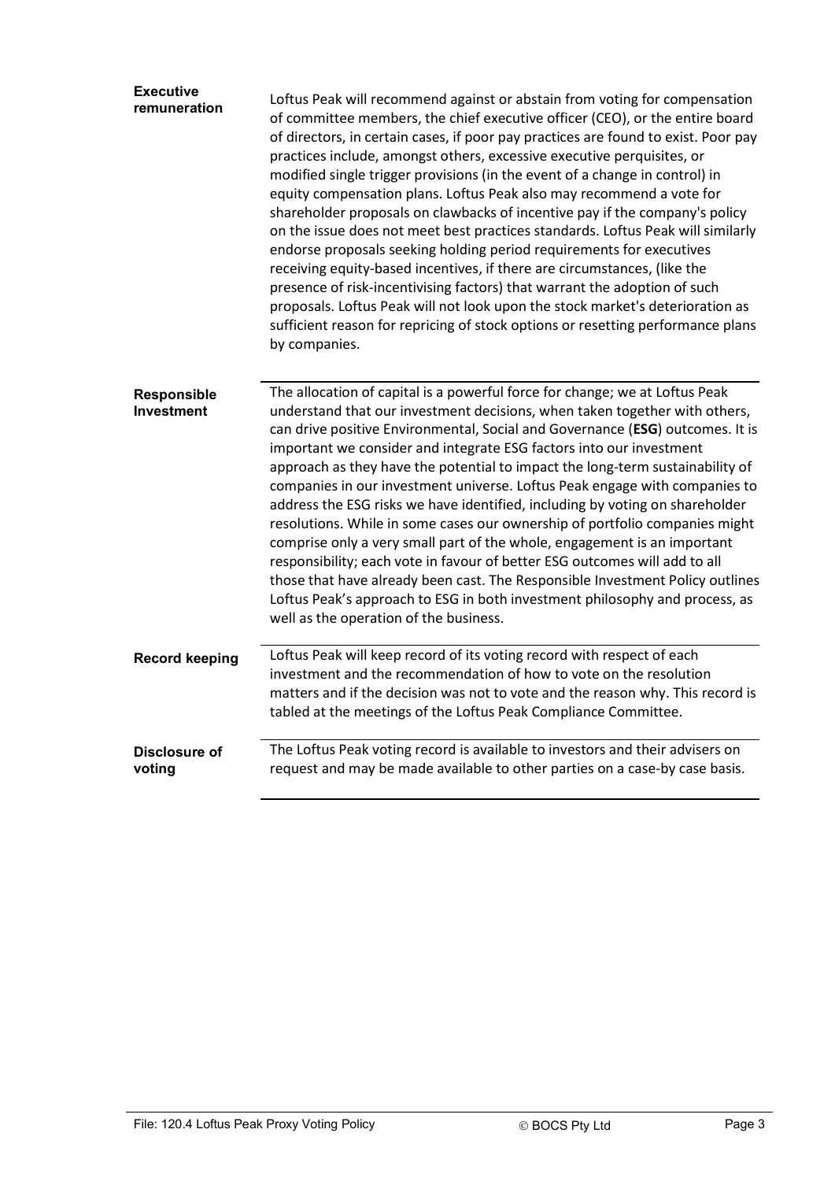| | |
|---|---|
| **Executive remuneration** | Loftus Peak will recommend against or abstain from voting for compensation of committee members, the chief executive officer (CEO), or the entire board of directors, in certain cases, if poor pay practices are found to exist. Poor pay practices include, amongst others, excessive executive perquisites, or modified single trigger provisions (in the event of a change in control) in equity compensation plans. Loftus Peak also may recommend a vote for shareholder proposals on clawbacks of incentive pay if the company's policy on the issue does not meet best practices standards. Loftus Peak will similarly endorse proposals seeking holding period requirements for executives receiving equity-based incentives, if there are circumstances, (like the presence of risk-incentivising factors) that warrant the adoption of such proposals. Loftus Peak will not look upon the stock market's deterioration as sufficient reason for repricing of stock options or resetting performance plans by companies. |
| **Responsible Investment** | The allocation of capital is a powerful force for change; we at Loftus Peak understand that our investment decisions, when taken together with others, can drive positive Environmental, Social and Governance (**ESG**) outcomes. It is important we consider and integrate ESG factors into our investment approach as they have the potential to impact the long-term sustainability of companies in our investment universe. Loftus Peak engage with companies to address the ESG risks we have identified, including by voting on shareholder resolutions. While in some cases our ownership of portfolio companies might comprise only a very small part of the whole, engagement is an important responsibility; each vote in favour of better ESG outcomes will add to all those that have already been cast. The Responsible Investment Policy outlines Loftus Peak's approach to ESG in both investment philosophy and process, as well as the operation of the business. |
| **Record keeping** | Loftus Peak will keep record of its voting record with respect of each investment and the recommendation of how to vote on the resolution matters and if the decision was not to vote and the reason why. This record is tabled at the meetings of the Loftus Peak Compliance Committee. |
| **Disclosure of voting** | The Loftus Peak voting record is available to investors and their advisers on request and may be made available to other parties on a case-by case basis. |